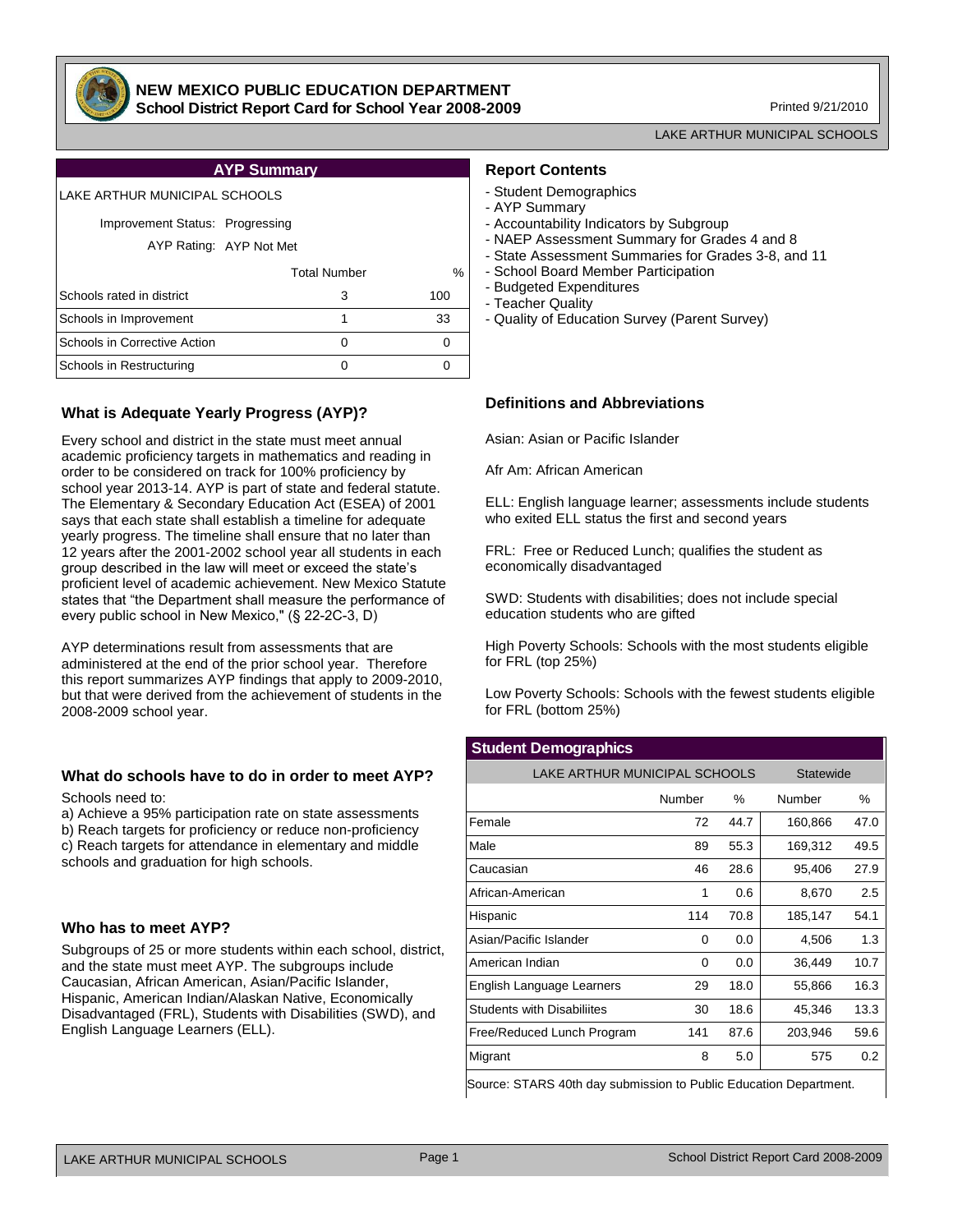# NEW MEXICO PUBLIC EDUCATION DEPARTMENT

**School District Report Card for School Year 2008-2009**

Printed 9/21/2010

LAKE ARTHUR MUNICIPAL SCHOOLS

## AYP Summary

LAKE ARTHUR MUNICIPAL SCHOOLS

Improvement Status: Progressing

AYP Rating: AYP Not Met

| | Total Number | % |
|---|---|---|
| Schools rated in district | 3 | 100 |
| Schools in Improvement | 1 | 33 |
| Schools in Corrective Action | 0 | 0 |
| Schools in Restructuring | 0 | 0 |

## Report Contents

- Student Demographics
- AYP Summary
- Accountability Indicators by Subgroup
- NAEP Assessment Summary for Grades 4 and 8
- State Assessment Summaries for Grades 3-8, and 11
- School Board Member Participation
- Budgeted Expenditures
- Teacher Quality
- Quality of Education Survey (Parent Survey)

### What is Adequate Yearly Progress (AYP)?

Every school and district in the state must meet annual academic proficiency targets in mathematics and reading in order to be considered on track for 100% proficiency by school year 2013-14. AYP is part of state and federal statute. The Elementary & Secondary Education Act (ESEA) of 2001 says that each state shall establish a timeline for adequate yearly progress. The timeline shall ensure that no later than 12 years after the 2001-2002 school year all students in each group described in the law will meet or exceed the state's proficient level of academic achievement. New Mexico Statute states that "the Department shall measure the performance of every public school in New Mexico," (§ 22-2C-3, D)

AYP determinations result from assessments that are administered at the end of the prior school year. Therefore this report summarizes AYP findings that apply to 2009-2010, but that were derived from the achievement of students in the 2008-2009 school year.

### What do schools have to do in order to meet AYP?

Schools need to:

a) Achieve a 95% participation rate on state assessments
b) Reach targets for proficiency or reduce non-proficiency
c) Reach targets for attendance in elementary and middle schools and graduation for high schools.

### Who has to meet AYP?

Subgroups of 25 or more students within each school, district, and the state must meet AYP. The subgroups include Caucasian, African American, Asian/Pacific Islander, Hispanic, American Indian/Alaskan Native, Economically Disadvantaged (FRL), Students with Disabilities (SWD), and English Language Learners (ELL).

### Definitions and Abbreviations

Asian: Asian or Pacific Islander

Afr Am: African American

ELL: English language learner; assessments include students who exited ELL status the first and second years

FRL: Free or Reduced Lunch; qualifies the student as economically disadvantaged

SWD: Students with disabilities; does not include special education students who are gifted

High Poverty Schools: Schools with the most students eligible for FRL (top 25%)

Low Poverty Schools: Schools with the fewest students eligible for FRL (bottom 25%)

## Student Demographics

| | LAKE ARTHUR MUNICIPAL SCHOOLS | | Statewide | |
|---|---|---|---|---|
| | Number | % | Number | % |
| Female | 72 | 44.7 | 160,866 | 47.0 |
| Male | 89 | 55.3 | 169,312 | 49.5 |
| Caucasian | 46 | 28.6 | 95,406 | 27.9 |
| African-American | 1 | 0.6 | 8,670 | 2.5 |
| Hispanic | 114 | 70.8 | 185,147 | 54.1 |
| Asian/Pacific Islander | 0 | 0.0 | 4,506 | 1.3 |
| American Indian | 0 | 0.0 | 36,449 | 10.7 |
| English Language Learners | 29 | 18.0 | 55,866 | 16.3 |
| Students with Disabiliites | 30 | 18.6 | 45,346 | 13.3 |
| Free/Reduced Lunch Program | 141 | 87.6 | 203,946 | 59.6 |
| Migrant | 8 | 5.0 | 575 | 0.2 |

Source: STARS 40th day submission to Public Education Department.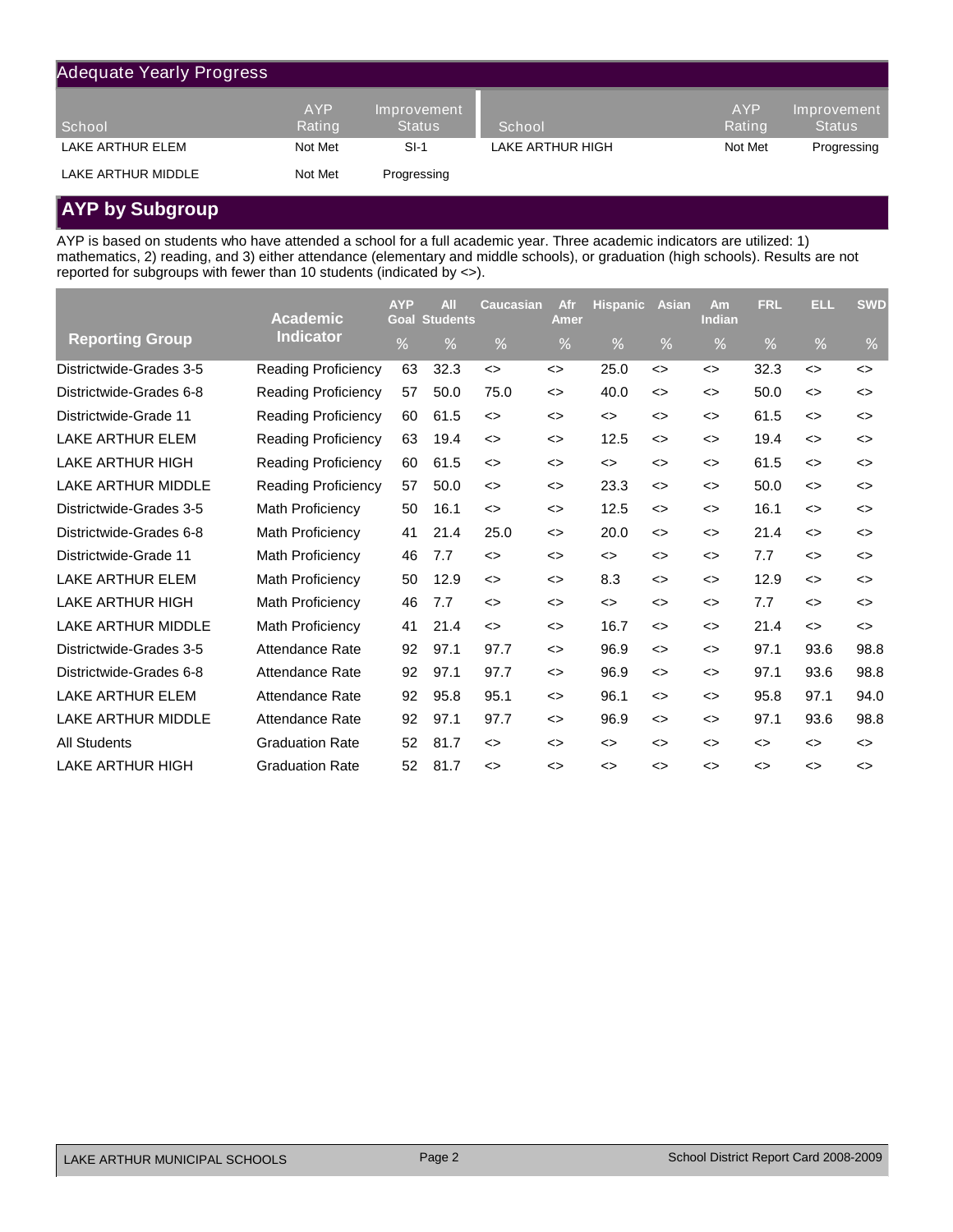## Adequate Yearly Progress

| School | AYP Rating | Improvement Status | School | AYP Rating | Improvement Status |
|---|---|---|---|---|---|
| LAKE ARTHUR ELEM | Not Met | SI-1 | LAKE ARTHUR HIGH | Not Met | Progressing |
| LAKE ARTHUR MIDDLE | Not Met | Progressing | | | |

## AYP by Subgroup

AYP is based on students who have attended a school for a full academic year. Three academic indicators are utilized: 1) mathematics, 2) reading, and 3) either attendance (elementary and middle schools), or graduation (high schools). Results are not reported for subgroups with fewer than 10 students (indicated by <>).

| Reporting Group | Academic Indicator | AYP Goal % | All Students % | Caucasian % | Afr Amer % | Hispanic % | Asian % | Am Indian % | FRL % | ELL % | SWD % |
|---|---|---|---|---|---|---|---|---|---|---|---|
| Districtwide-Grades 3-5 | Reading Proficiency | 63 | 32.3 | <> | <> | 25.0 | <> | <> | 32.3 | <> | <> |
| Districtwide-Grades 6-8 | Reading Proficiency | 57 | 50.0 | 75.0 | <> | 40.0 | <> | <> | 50.0 | <> | <> |
| Districtwide-Grade 11 | Reading Proficiency | 60 | 61.5 | <> | <> | <> | <> | <> | 61.5 | <> | <> |
| LAKE ARTHUR ELEM | Reading Proficiency | 63 | 19.4 | <> | <> | 12.5 | <> | <> | 19.4 | <> | <> |
| LAKE ARTHUR HIGH | Reading Proficiency | 60 | 61.5 | <> | <> | <> | <> | <> | 61.5 | <> | <> |
| LAKE ARTHUR MIDDLE | Reading Proficiency | 57 | 50.0 | <> | <> | 23.3 | <> | <> | 50.0 | <> | <> |
| Districtwide-Grades 3-5 | Math Proficiency | 50 | 16.1 | <> | <> | 12.5 | <> | <> | 16.1 | <> | <> |
| Districtwide-Grades 6-8 | Math Proficiency | 41 | 21.4 | 25.0 | <> | 20.0 | <> | <> | 21.4 | <> | <> |
| Districtwide-Grade 11 | Math Proficiency | 46 | 7.7 | <> | <> | <> | <> | <> | 7.7 | <> | <> |
| LAKE ARTHUR ELEM | Math Proficiency | 50 | 12.9 | <> | <> | 8.3 | <> | <> | 12.9 | <> | <> |
| LAKE ARTHUR HIGH | Math Proficiency | 46 | 7.7 | <> | <> | <> | <> | <> | 7.7 | <> | <> |
| LAKE ARTHUR MIDDLE | Math Proficiency | 41 | 21.4 | <> | <> | 16.7 | <> | <> | 21.4 | <> | <> |
| Districtwide-Grades 3-5 | Attendance Rate | 92 | 97.1 | 97.7 | <> | 96.9 | <> | <> | 97.1 | 93.6 | 98.8 |
| Districtwide-Grades 6-8 | Attendance Rate | 92 | 97.1 | 97.7 | <> | 96.9 | <> | <> | 97.1 | 93.6 | 98.8 |
| LAKE ARTHUR ELEM | Attendance Rate | 92 | 95.8 | 95.1 | <> | 96.1 | <> | <> | 95.8 | 97.1 | 94.0 |
| LAKE ARTHUR MIDDLE | Attendance Rate | 92 | 97.1 | 97.7 | <> | 96.9 | <> | <> | 97.1 | 93.6 | 98.8 |
| All Students | Graduation Rate | 52 | 81.7 | <> | <> | <> | <> | <> | <> | <> | <> |
| LAKE ARTHUR HIGH | Graduation Rate | 52 | 81.7 | <> | <> | <> | <> | <> | <> | <> | <> |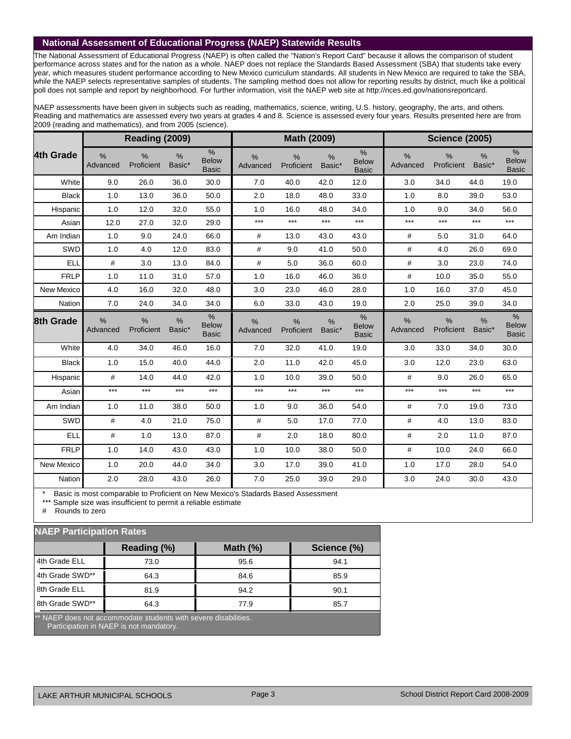## National Assessment of Educational Progress (NAEP) Statewide Results

The National Assessment of Educational Progress (NAEP) is often called the "Nation's Report Card" because it allows the comparison of student performance across states and for the nation as a whole. NAEP does not replace the Standards Based Assessment (SBA) that students take every year, which measures student performance according to New Mexico curriculum standards. All students in New Mexico are required to take the SBA, while the NAEP selects representative samples of students. The sampling method does not allow for reporting results by district, much like a political poll does not sample and report by neighborhood. For further information, visit the NAEP web site at http://nces.ed.gov/nationsreportcard.

NAEP assessments have been given in subjects such as reading, mathematics, science, writing, U.S. history, geography, the arts, and others. Reading and mathematics are assessed every two years at grades 4 and 8. Science is assessed every four years. Results presented here are from 2009 (reading and mathematics), and from 2005 (science).

| | Reading (2009) | | | | Math (2009) | | | | Science (2005) | | | |
|---|---|---|---|---|---|---|---|---|---|---|---|---|
| **4th Grade** | % Advanced | % Proficient | % Basic* | % Below Basic | % Advanced | % Proficient | % Basic* | % Below Basic | % Advanced | % Proficient | % Basic* | % Below Basic |
| White | 9.0 | 26.0 | 36.0 | 30.0 | 7.0 | 40.0 | 42.0 | 12.0 | 3.0 | 34.0 | 44.0 | 19.0 |
| Black | 1.0 | 13.0 | 36.0 | 50.0 | 2.0 | 18.0 | 48.0 | 33.0 | 1.0 | 8.0 | 39.0 | 53.0 |
| Hispanic | 1.0 | 12.0 | 32.0 | 55.0 | 1.0 | 16.0 | 48.0 | 34.0 | 1.0 | 9.0 | 34.0 | 56.0 |
| Asian | 12.0 | 27.0 | 32.0 | 29.0 | *** | *** | *** | *** | *** | *** | *** | *** |
| Am Indian | 1.0 | 9.0 | 24.0 | 66.0 | # | 13.0 | 43.0 | 43.0 | # | 5.0 | 31.0 | 64.0 |
| SWD | 1.0 | 4.0 | 12.0 | 83.0 | # | 9.0 | 41.0 | 50.0 | # | 4.0 | 26.0 | 69.0 |
| ELL | # | 3.0 | 13.0 | 84.0 | # | 5.0 | 36.0 | 60.0 | # | 3.0 | 23.0 | 74.0 |
| FRLP | 1.0 | 11.0 | 31.0 | 57.0 | 1.0 | 16.0 | 46.0 | 36.0 | # | 10.0 | 35.0 | 55.0 |
| New Mexico | 4.0 | 16.0 | 32.0 | 48.0 | 3.0 | 23.0 | 46.0 | 28.0 | 1.0 | 16.0 | 37.0 | 45.0 |
| Nation | 7.0 | 24.0 | 34.0 | 34.0 | 6.0 | 33.0 | 43.0 | 19.0 | 2.0 | 25.0 | 39.0 | 34.0 |
| **8th Grade** | % Advanced | % Proficient | % Basic* | % Below Basic | % Advanced | % Proficient | % Basic* | % Below Basic | % Advanced | % Proficient | % Basic* | % Below Basic |
| White | 4.0 | 34.0 | 46.0 | 16.0 | 7.0 | 32.0 | 41.0 | 19.0 | 3.0 | 33.0 | 34.0 | 30.0 |
| Black | 1.0 | 15.0 | 40.0 | 44.0 | 2.0 | 11.0 | 42.0 | 45.0 | 3.0 | 12.0 | 23.0 | 63.0 |
| Hispanic | # | 14.0 | 44.0 | 42.0 | 1.0 | 10.0 | 39.0 | 50.0 | # | 9.0 | 26.0 | 65.0 |
| Asian | *** | *** | *** | *** | *** | *** | *** | *** | *** | *** | *** | *** |
| Am Indian | 1.0 | 11.0 | 38.0 | 50.0 | 1.0 | 9.0 | 36.0 | 54.0 | # | 7.0 | 19.0 | 73.0 |
| SWD | # | 4.0 | 21.0 | 75.0 | # | 5.0 | 17.0 | 77.0 | # | 4.0 | 13.0 | 83.0 |
| ELL | # | 1.0 | 13.0 | 87.0 | # | 2.0 | 18.0 | 80.0 | # | 2.0 | 11.0 | 87.0 |
| FRLP | 1.0 | 14.0 | 43.0 | 43.0 | 1.0 | 10.0 | 38.0 | 50.0 | # | 10.0 | 24.0 | 66.0 |
| New Mexico | 1.0 | 20.0 | 44.0 | 34.0 | 3.0 | 17.0 | 39.0 | 41.0 | 1.0 | 17.0 | 28.0 | 54.0 |
| Nation | 2.0 | 28.0 | 43.0 | 26.0 | 7.0 | 25.0 | 39.0 | 29.0 | 3.0 | 24.0 | 30.0 | 43.0 |

\* Basic is most comparable to Proficient on New Mexico's Stadards Based Assessment

*** Sample size was insufficient to permit a reliable estimate

\# Rounds to zero

## NAEP Participation Rates

| | Reading (%) | Math (%) | Science (%) |
|---|---|---|---|
| 4th Grade ELL | 73.0 | 95.6 | 94.1 |
| 4th Grade SWD** | 64.3 | 84.6 | 85.9 |
| 8th Grade ELL | 81.9 | 94.2 | 90.1 |
| 8th Grade SWD** | 64.3 | 77.9 | 85.7 |

** NAEP does not accommodate students with severe disabilities. Participation in NAEP is not mandatory.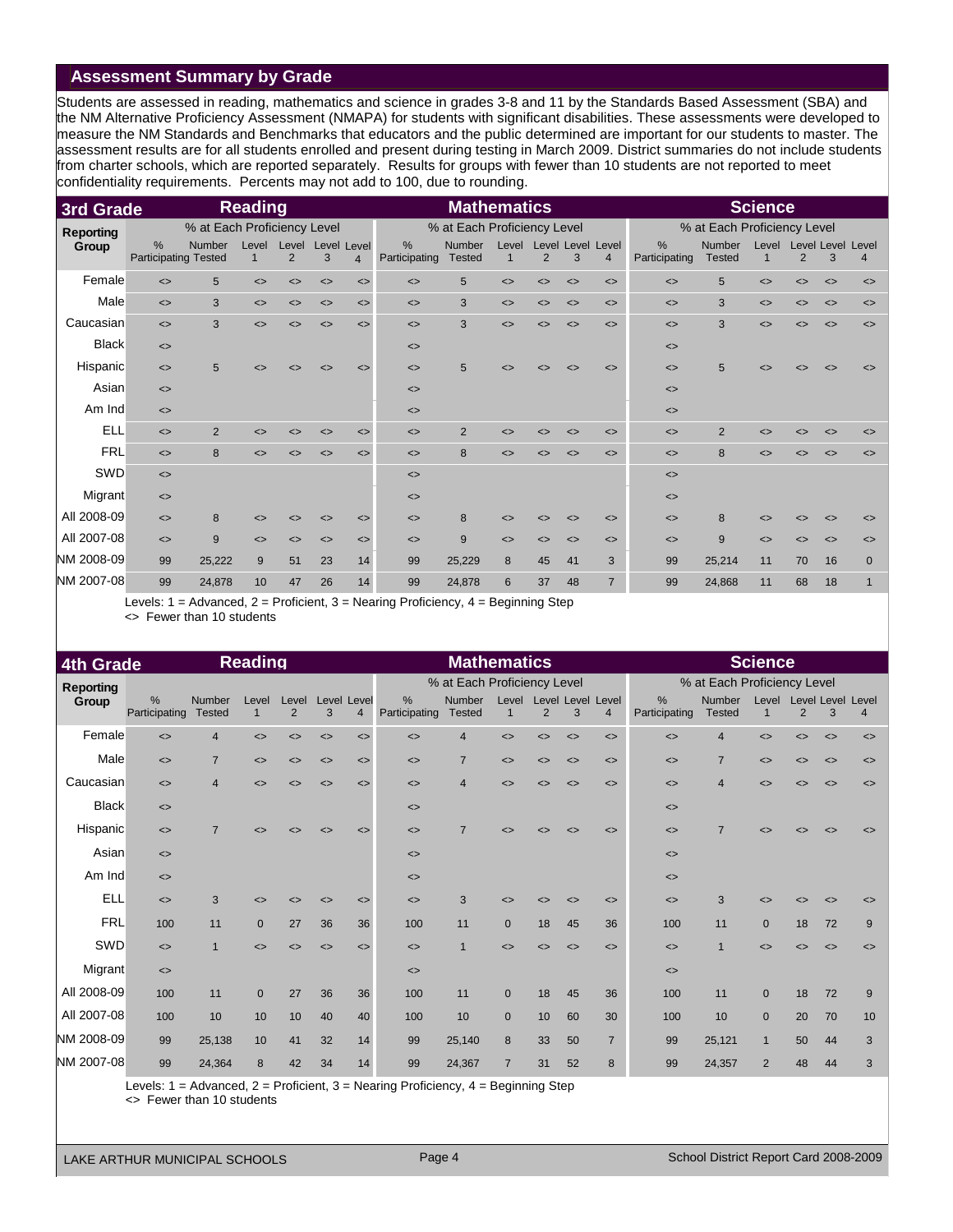## Assessment Summary by Grade

Students are assessed in reading, mathematics and science in grades 3-8 and 11 by the Standards Based Assessment (SBA) and the NM Alternative Proficiency Assessment (NMAPA) for students with significant disabilities. These assessments were developed to measure the NM Standards and Benchmarks that educators and the public determined are important for our students to master. The assessment results are for all students enrolled and present during testing in March 2009. District summaries do not include students from charter schools, which are reported separately. Results for groups with fewer than 10 students are not reported to meet confidentiality requirements. Percents may not add to 100, due to rounding.

### 3rd Grade

| Reporting Group | Reading | | | | | | Mathematics | | | | | | Science | | | | | |
|---|---|---|---|---|---|---|---|---|---|---|---|---|---|---|---|---|---|---|
| | | | % at Each Proficiency Level | | | | | | % at Each Proficiency Level | | | | | | % at Each Proficiency Level | | | |
| | % Participating | Number Tested | Level 1 | Level 2 | Level 3 | Level 4 | % Participating | Number Tested | Level 1 | Level 2 | Level 3 | Level 4 | % Participating | Number Tested | Level 1 | Level 2 | Level 3 | Level 4 |
| Female | <> | 5 | <> | <> | <> | <> | <> | 5 | <> | <> | <> | <> | <> | 5 | <> | <> | <> | <> |
| Male | <> | 3 | <> | <> | <> | <> | <> | 3 | <> | <> | <> | <> | <> | 3 | <> | <> | <> | <> |
| Caucasian | <> | 3 | <> | <> | <> | <> | <> | 3 | <> | <> | <> | <> | <> | 3 | <> | <> | <> | <> |
| Black | <> | | | | | | <> | | | | | | <> | | | | | |
| Hispanic | <> | 5 | <> | <> | <> | <> | <> | 5 | <> | <> | <> | <> | <> | 5 | <> | <> | <> | <> |
| Asian | <> | | | | | | <> | | | | | | <> | | | | | |
| Am Ind | <> | | | | | | <> | | | | | | <> | | | | | |
| ELL | <> | 2 | <> | <> | <> | <> | <> | 2 | <> | <> | <> | <> | <> | 2 | <> | <> | <> | <> |
| FRL | <> | 8 | <> | <> | <> | <> | <> | 8 | <> | <> | <> | <> | <> | 8 | <> | <> | <> | <> |
| SWD | <> | | | | | | <> | | | | | | <> | | | | | |
| Migrant | <> | | | | | | <> | | | | | | <> | | | | | |
| All 2008-09 | <> | 8 | <> | <> | <> | <> | <> | 8 | <> | <> | <> | <> | <> | 8 | <> | <> | <> | <> |
| All 2007-08 | <> | 9 | <> | <> | <> | <> | <> | 9 | <> | <> | <> | <> | <> | 9 | <> | <> | <> | <> |
| NM 2008-09 | 99 | 25,222 | 9 | 51 | 23 | 14 | 99 | 25,229 | 8 | 45 | 41 | 3 | 99 | 25,214 | 11 | 70 | 16 | 0 |
| NM 2007-08 | 99 | 24,878 | 10 | 47 | 26 | 14 | 99 | 24,878 | 6 | 37 | 48 | 7 | 99 | 24,868 | 11 | 68 | 18 | 1 |

Levels: 1 = Advanced, 2 = Proficient, 3 = Nearing Proficiency, 4 = Beginning Step
<> Fewer than 10 students

### 4th Grade

| Reporting Group | Reading | | | | | | Mathematics | | | | | | Science | | | | | |
|---|---|---|---|---|---|---|---|---|---|---|---|---|---|---|---|---|---|---|
| | | | | | | | | | % at Each Proficiency Level | | | | | | % at Each Proficiency Level | | | |
| | % Participating | Number Tested | Level 1 | Level 2 | Level 3 | Level 4 | % Participating | Number Tested | Level 1 | Level 2 | Level 3 | Level 4 | % Participating | Number Tested | Level 1 | Level 2 | Level 3 | Level 4 |
| Female | <> | 4 | <> | <> | <> | <> | <> | 4 | <> | <> | <> | <> | <> | 4 | <> | <> | <> | <> |
| Male | <> | 7 | <> | <> | <> | <> | <> | 7 | <> | <> | <> | <> | <> | 7 | <> | <> | <> | <> |
| Caucasian | <> | 4 | <> | <> | <> | <> | <> | 4 | <> | <> | <> | <> | <> | 4 | <> | <> | <> | <> |
| Black | <> | | | | | | <> | | | | | | <> | | | | | |
| Hispanic | <> | 7 | <> | <> | <> | <> | <> | 7 | <> | <> | <> | <> | <> | 7 | <> | <> | <> | <> |
| Asian | <> | | | | | | <> | | | | | | <> | | | | | |
| Am Ind | <> | | | | | | <> | | | | | | <> | | | | | |
| ELL | <> | 3 | <> | <> | <> | <> | <> | 3 | <> | <> | <> | <> | <> | 3 | <> | <> | <> | <> |
| FRL | 100 | 11 | 0 | 27 | 36 | 36 | 100 | 11 | 0 | 18 | 45 | 36 | 100 | 11 | 0 | 18 | 72 | 9 |
| SWD | <> | 1 | <> | <> | <> | <> | <> | 1 | <> | <> | <> | <> | <> | 1 | <> | <> | <> | <> |
| Migrant | <> | | | | | | <> | | | | | | <> | | | | | |
| All 2008-09 | 100 | 11 | 0 | 27 | 36 | 36 | 100 | 11 | 0 | 18 | 45 | 36 | 100 | 11 | 0 | 18 | 72 | 9 |
| All 2007-08 | 100 | 10 | 10 | 10 | 40 | 40 | 100 | 10 | 0 | 10 | 60 | 30 | 100 | 10 | 0 | 20 | 70 | 10 |
| NM 2008-09 | 99 | 25,138 | 10 | 41 | 32 | 14 | 99 | 25,140 | 8 | 33 | 50 | 7 | 99 | 25,121 | 1 | 50 | 44 | 3 |
| NM 2007-08 | 99 | 24,364 | 8 | 42 | 34 | 14 | 99 | 24,367 | 7 | 31 | 52 | 8 | 99 | 24,357 | 2 | 48 | 44 | 3 |

Levels: 1 = Advanced, 2 = Proficient, 3 = Nearing Proficiency, 4 = Beginning Step
<> Fewer than 10 students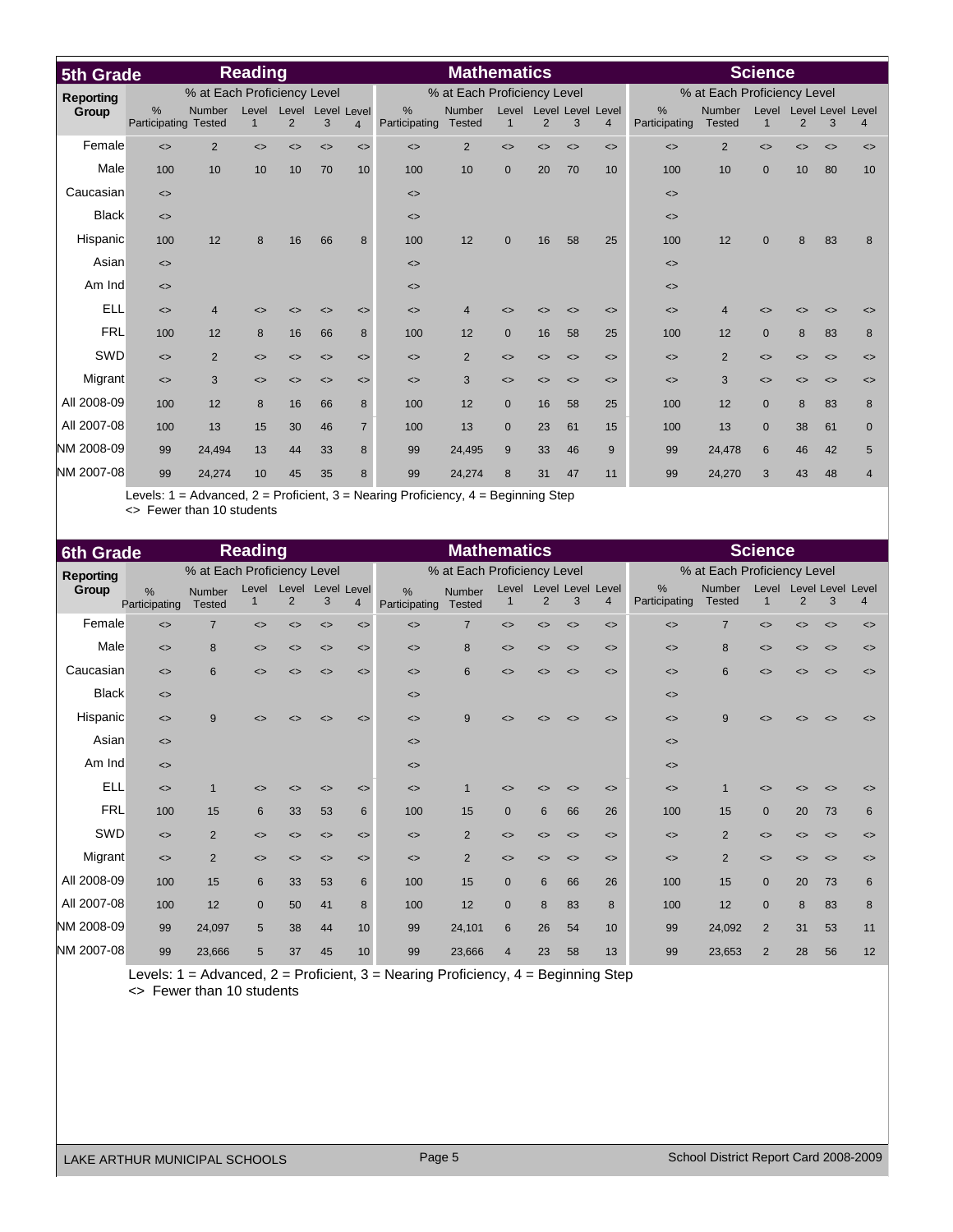## 5th Grade

| Reporting Group | Reading | | | | | | Mathematics | | | | | | Science | | | | | |
|---|---|---|---|---|---|---|---|---|---|---|---|---|---|---|---|---|---|---|
| | % at Each Proficiency Level | | | | | | % at Each Proficiency Level | | | | | | % at Each Proficiency Level | | | | | |
| | % Participating | Number Tested | Level 1 | Level 2 | Level 3 | Level 4 | % Participating | Number Tested | Level 1 | Level 2 | Level 3 | Level 4 | % Participating | Number Tested | Level 1 | Level 2 | Level 3 | Level 4 |
| Female | <> | 2 | <> | <> | <> | <> | <> | 2 | <> | <> | <> | <> | <> | 2 | <> | <> | <> | <> |
| Male | 100 | 10 | 10 | 10 | 70 | 10 | 100 | 10 | 0 | 20 | 70 | 10 | 100 | 10 | 0 | 10 | 80 | 10 |
| Caucasian | <> | | | | | | <> | | | | | | <> | | | | | |
| Black | <> | | | | | | <> | | | | | | <> | | | | | |
| Hispanic | 100 | 12 | 8 | 16 | 66 | 8 | 100 | 12 | 0 | 16 | 58 | 25 | 100 | 12 | 0 | 8 | 83 | 8 |
| Asian | <> | | | | | | <> | | | | | | <> | | | | | |
| Am Ind | <> | | | | | | <> | | | | | | <> | | | | | |
| ELL | <> | 4 | <> | <> | <> | <> | <> | 4 | <> | <> | <> | <> | <> | 4 | <> | <> | <> | <> |
| FRL | 100 | 12 | 8 | 16 | 66 | 8 | 100 | 12 | 0 | 16 | 58 | 25 | 100 | 12 | 0 | 8 | 83 | 8 |
| SWD | <> | 2 | <> | <> | <> | <> | <> | 2 | <> | <> | <> | <> | <> | 2 | <> | <> | <> | <> |
| Migrant | <> | 3 | <> | <> | <> | <> | <> | 3 | <> | <> | <> | <> | <> | 3 | <> | <> | <> | <> |
| All 2008-09 | 100 | 12 | 8 | 16 | 66 | 8 | 100 | 12 | 0 | 16 | 58 | 25 | 100 | 12 | 0 | 8 | 83 | 8 |
| All 2007-08 | 100 | 13 | 15 | 30 | 46 | 7 | 100 | 13 | 0 | 23 | 61 | 15 | 100 | 13 | 0 | 38 | 61 | 0 |
| NM 2008-09 | 99 | 24,494 | 13 | 44 | 33 | 8 | 99 | 24,495 | 9 | 33 | 46 | 9 | 99 | 24,478 | 6 | 46 | 42 | 5 |
| NM 2007-08 | 99 | 24,274 | 10 | 45 | 35 | 8 | 99 | 24,274 | 8 | 31 | 47 | 11 | 99 | 24,270 | 3 | 43 | 48 | 4 |

Levels: 1 = Advanced, 2 = Proficient, 3 = Nearing Proficiency, 4 = Beginning Step
<> Fewer than 10 students

## 6th Grade

| Reporting Group | Reading | | | | | | Mathematics | | | | | | Science | | | | | |
|---|---|---|---|---|---|---|---|---|---|---|---|---|---|---|---|---|---|---|
| | % at Each Proficiency Level | | | | | | % at Each Proficiency Level | | | | | | % at Each Proficiency Level | | | | | |
| | % Participating | Number Tested | Level 1 | Level 2 | Level 3 | Level 4 | % Participating | Number Tested | Level 1 | Level 2 | Level 3 | Level 4 | % Participating | Number Tested | Level 1 | Level 2 | Level 3 | Level 4 |
| Female | <> | 7 | <> | <> | <> | <> | <> | 7 | <> | <> | <> | <> | <> | 7 | <> | <> | <> | <> |
| Male | <> | 8 | <> | <> | <> | <> | <> | 8 | <> | <> | <> | <> | <> | 8 | <> | <> | <> | <> |
| Caucasian | <> | 6 | <> | <> | <> | <> | <> | 6 | <> | <> | <> | <> | <> | 6 | <> | <> | <> | <> |
| Black | <> | | | | | | <> | | | | | | <> | | | | | |
| Hispanic | <> | 9 | <> | <> | <> | <> | <> | 9 | <> | <> | <> | <> | <> | 9 | <> | <> | <> | <> |
| Asian | <> | | | | | | <> | | | | | | <> | | | | | |
| Am Ind | <> | | | | | | <> | | | | | | <> | | | | | |
| ELL | <> | 1 | <> | <> | <> | <> | <> | 1 | <> | <> | <> | <> | <> | 1 | <> | <> | <> | <> |
| FRL | 100 | 15 | 6 | 33 | 53 | 6 | 100 | 15 | 0 | 6 | 66 | 26 | 100 | 15 | 0 | 20 | 73 | 6 |
| SWD | <> | 2 | <> | <> | <> | <> | <> | 2 | <> | <> | <> | <> | <> | 2 | <> | <> | <> | <> |
| Migrant | <> | 2 | <> | <> | <> | <> | <> | 2 | <> | <> | <> | <> | <> | 2 | <> | <> | <> | <> |
| All 2008-09 | 100 | 15 | 6 | 33 | 53 | 6 | 100 | 15 | 0 | 6 | 66 | 26 | 100 | 15 | 0 | 20 | 73 | 6 |
| All 2007-08 | 100 | 12 | 0 | 50 | 41 | 8 | 100 | 12 | 0 | 8 | 83 | 8 | 100 | 12 | 0 | 8 | 83 | 8 |
| NM 2008-09 | 99 | 24,097 | 5 | 38 | 44 | 10 | 99 | 24,101 | 6 | 26 | 54 | 10 | 99 | 24,092 | 2 | 31 | 53 | 11 |
| NM 2007-08 | 99 | 23,666 | 5 | 37 | 45 | 10 | 99 | 23,666 | 4 | 23 | 58 | 13 | 99 | 23,653 | 2 | 28 | 56 | 12 |

Levels: 1 = Advanced, 2 = Proficient, 3 = Nearing Proficiency, 4 = Beginning Step
<> Fewer than 10 students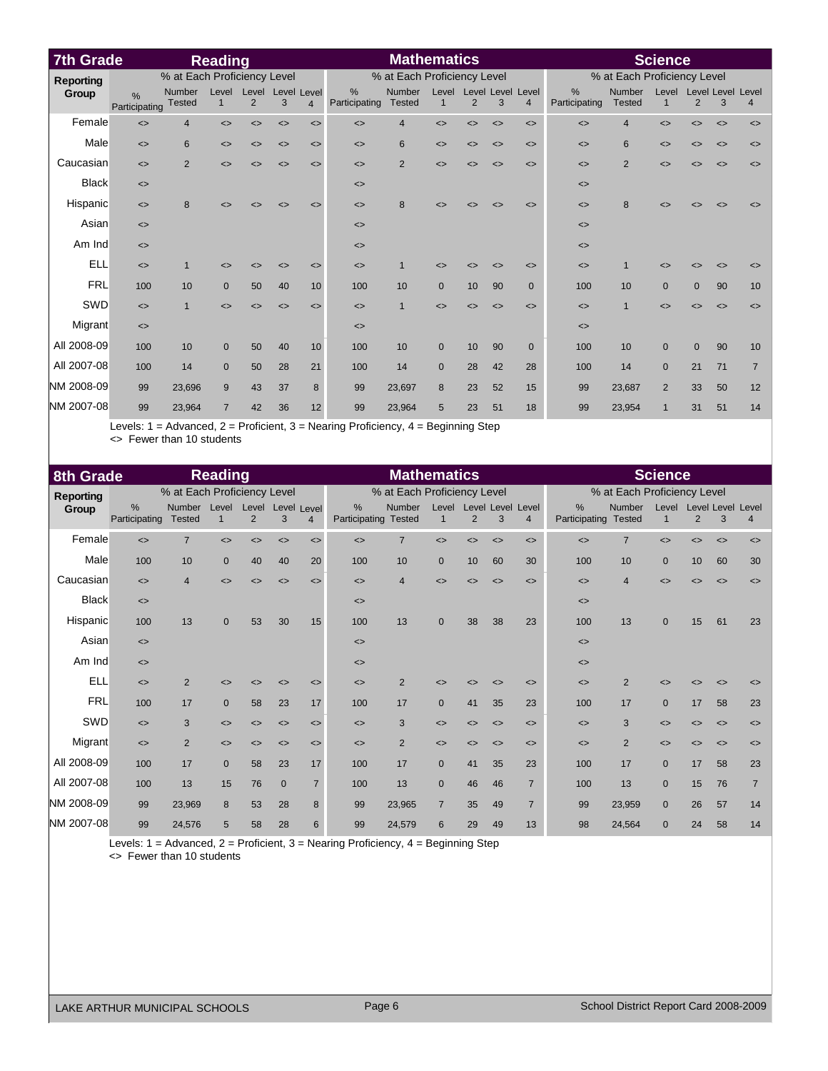## 7th Grade

| Reporting Group | Reading | | | | | | Mathematics | | | | | | Science | | | | | |
|---|---|---|---|---|---|---|---|---|---|---|---|---|---|---|---|---|---|---|
| | % at Each Proficiency Level | | | | | | % at Each Proficiency Level | | | | | | % at Each Proficiency Level | | | | | |
| | % Participating | Number Tested | Level 1 | Level 2 | Level 3 | Level 4 | % Participating | Number Tested | Level 1 | Level 2 | Level 3 | Level 4 | % Participating | Number Tested | Level 1 | Level 2 | Level 3 | Level 4 |
| Female | <> | 4 | <> | <> | <> | <> | <> | 4 | <> | <> | <> | <> | <> | 4 | <> | <> | <> | <> |
| Male | <> | 6 | <> | <> | <> | <> | <> | 6 | <> | <> | <> | <> | <> | 6 | <> | <> | <> | <> |
| Caucasian | <> | 2 | <> | <> | <> | <> | <> | 2 | <> | <> | <> | <> | <> | 2 | <> | <> | <> | <> |
| Black | <> | | | | | | <> | | | | | | <> | | | | | |
| Hispanic | <> | 8 | <> | <> | <> | <> | <> | 8 | <> | <> | <> | <> | <> | 8 | <> | <> | <> | <> |
| Asian | <> | | | | | | <> | | | | | | <> | | | | | |
| Am Ind | <> | | | | | | <> | | | | | | <> | | | | | |
| ELL | <> | 1 | <> | <> | <> | <> | <> | 1 | <> | <> | <> | <> | <> | 1 | <> | <> | <> | <> |
| FRL | 100 | 10 | 0 | 50 | 40 | 10 | 100 | 10 | 0 | 10 | 90 | 0 | 100 | 10 | 0 | 0 | 90 | 10 |
| SWD | <> | 1 | <> | <> | <> | <> | <> | 1 | <> | <> | <> | <> | <> | 1 | <> | <> | <> | <> |
| Migrant | <> | | | | | | <> | | | | | | <> | | | | | |
| All 2008-09 | 100 | 10 | 0 | 50 | 40 | 10 | 100 | 10 | 0 | 10 | 90 | 0 | 100 | 10 | 0 | 0 | 90 | 10 |
| All 2007-08 | 100 | 14 | 0 | 50 | 28 | 21 | 100 | 14 | 0 | 28 | 42 | 28 | 100 | 14 | 0 | 21 | 71 | 7 |
| NM 2008-09 | 99 | 23,696 | 9 | 43 | 37 | 8 | 99 | 23,697 | 8 | 23 | 52 | 15 | 99 | 23,687 | 2 | 33 | 50 | 12 |
| NM 2007-08 | 99 | 23,964 | 7 | 42 | 36 | 12 | 99 | 23,964 | 5 | 23 | 51 | 18 | 99 | 23,954 | 1 | 31 | 51 | 14 |

Levels: 1 = Advanced, 2 = Proficient, 3 = Nearing Proficiency, 4 = Beginning Step
<> Fewer than 10 students

## 8th Grade

| Reporting Group | Reading | | | | | | Mathematics | | | | | | Science | | | | | |
|---|---|---|---|---|---|---|---|---|---|---|---|---|---|---|---|---|---|---|
| | % at Each Proficiency Level | | | | | | % at Each Proficiency Level | | | | | | % at Each Proficiency Level | | | | | |
| | % Participating | Number Tested | Level 1 | Level 2 | Level 3 | Level 4 | % Participating | Number Tested | Level 1 | Level 2 | Level 3 | Level 4 | % Participating | Number Tested | Level 1 | Level 2 | Level 3 | Level 4 |
| Female | <> | 7 | <> | <> | <> | <> | <> | 7 | <> | <> | <> | <> | <> | 7 | <> | <> | <> | <> |
| Male | 100 | 10 | 0 | 40 | 40 | 20 | 100 | 10 | 0 | 10 | 60 | 30 | 100 | 10 | 0 | 10 | 60 | 30 |
| Caucasian | <> | 4 | <> | <> | <> | <> | <> | 4 | <> | <> | <> | <> | <> | 4 | <> | <> | <> | <> |
| Black | <> | | | | | | <> | | | | | | <> | | | | | |
| Hispanic | 100 | 13 | 0 | 53 | 30 | 15 | 100 | 13 | 0 | 38 | 38 | 23 | 100 | 13 | 0 | 15 | 61 | 23 |
| Asian | <> | | | | | | <> | | | | | | <> | | | | | |
| Am Ind | <> | | | | | | <> | | | | | | <> | | | | | |
| ELL | <> | 2 | <> | <> | <> | <> | <> | 2 | <> | <> | <> | <> | <> | 2 | <> | <> | <> | <> |
| FRL | 100 | 17 | 0 | 58 | 23 | 17 | 100 | 17 | 0 | 41 | 35 | 23 | 100 | 17 | 0 | 17 | 58 | 23 |
| SWD | <> | 3 | <> | <> | <> | <> | <> | 3 | <> | <> | <> | <> | <> | 3 | <> | <> | <> | <> |
| Migrant | <> | 2 | <> | <> | <> | <> | <> | 2 | <> | <> | <> | <> | <> | 2 | <> | <> | <> | <> |
| All 2008-09 | 100 | 17 | 0 | 58 | 23 | 17 | 100 | 17 | 0 | 41 | 35 | 23 | 100 | 17 | 0 | 17 | 58 | 23 |
| All 2007-08 | 100 | 13 | 15 | 76 | 0 | 7 | 100 | 13 | 0 | 46 | 46 | 7 | 100 | 13 | 0 | 15 | 76 | 7 |
| NM 2008-09 | 99 | 23,969 | 8 | 53 | 28 | 8 | 99 | 23,965 | 7 | 35 | 49 | 7 | 99 | 23,959 | 0 | 26 | 57 | 14 |
| NM 2007-08 | 99 | 24,576 | 5 | 58 | 28 | 6 | 99 | 24,579 | 6 | 29 | 49 | 13 | 98 | 24,564 | 0 | 24 | 58 | 14 |

Levels: 1 = Advanced, 2 = Proficient, 3 = Nearing Proficiency, 4 = Beginning Step
<> Fewer than 10 students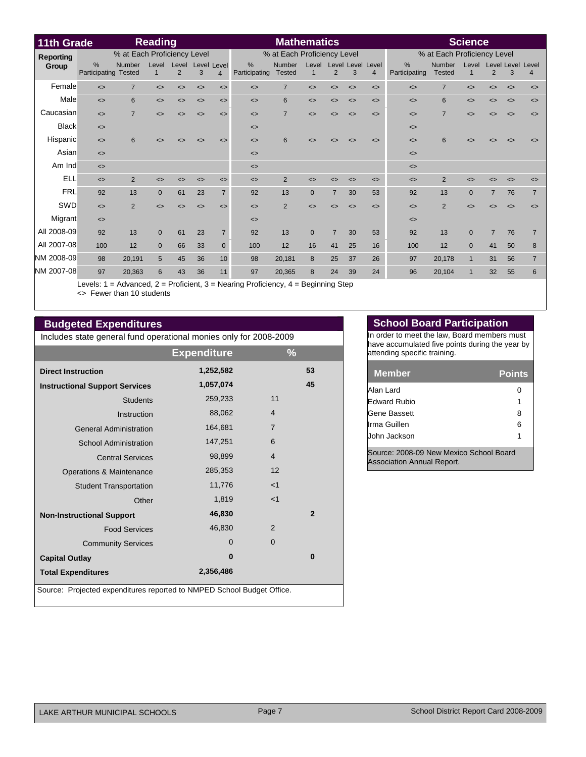## 11th Grade

| Reporting Group | Reading | | | | | | Mathematics | | | | | | Science | | | | | |
|---|---|---|---|---|---|---|---|---|---|---|---|---|---|---|---|---|---|---|
| | % at Each Proficiency Level | | | | | | % at Each Proficiency Level | | | | | | % at Each Proficiency Level | | | | | |
| | % Participating | Number Tested | Level 1 | Level 2 | Level 3 | Level 4 | % Participating | Number Tested | Level 1 | Level 2 | Level 3 | Level 4 | % Participating | Number Tested | Level 1 | Level 2 | Level 3 | Level 4 |
| Female | <> | 7 | <> | <> | <> | <> | <> | 7 | <> | <> | <> | <> | <> | 7 | <> | <> | <> | <> |
| Male | <> | 6 | <> | <> | <> | <> | <> | 6 | <> | <> | <> | <> | <> | 6 | <> | <> | <> | <> |
| Caucasian | <> | 7 | <> | <> | <> | <> | <> | 7 | <> | <> | <> | <> | <> | 7 | <> | <> | <> | <> |
| Black | <> | | | | | | <> | | | | | | <> | | | | | |
| Hispanic | <> | 6 | <> | <> | <> | <> | <> | 6 | <> | <> | <> | <> | <> | 6 | <> | <> | <> | <> |
| Asian | <> | | | | | | <> | | | | | | <> | | | | | |
| Am Ind | <> | | | | | | <> | | | | | | <> | | | | | |
| ELL | <> | 2 | <> | <> | <> | <> | <> | 2 | <> | <> | <> | <> | <> | 2 | <> | <> | <> | <> |
| FRL | 92 | 13 | 0 | 61 | 23 | 7 | 92 | 13 | 0 | 7 | 30 | 53 | 92 | 13 | 0 | 7 | 76 | 7 |
| SWD | <> | 2 | <> | <> | <> | <> | <> | 2 | <> | <> | <> | <> | <> | 2 | <> | <> | <> | <> |
| Migrant | <> | | | | | | <> | | | | | | <> | | | | | |
| All 2008-09 | 92 | 13 | 0 | 61 | 23 | 7 | 92 | 13 | 0 | 7 | 30 | 53 | 92 | 13 | 0 | 7 | 76 | 7 |
| All 2007-08 | 100 | 12 | 0 | 66 | 33 | 0 | 100 | 12 | 16 | 41 | 25 | 16 | 100 | 12 | 0 | 41 | 50 | 8 |
| NM 2008-09 | 98 | 20,191 | 5 | 45 | 36 | 10 | 98 | 20,181 | 8 | 25 | 37 | 26 | 97 | 20,178 | 1 | 31 | 56 | 7 |
| NM 2007-08 | 97 | 20,363 | 6 | 43 | 36 | 11 | 97 | 20,365 | 8 | 24 | 39 | 24 | 96 | 20,104 | 1 | 32 | 55 | 6 |

Levels: 1 = Advanced, 2 = Proficient, 3 = Nearing Proficiency, 4 = Beginning Step
<> Fewer than 10 students

## Budgeted Expenditures

Includes state general fund operational monies only for 2008-2009

| | Expenditure | % | |
|---|---|---|---|
| **Direct Instruction** | 1,252,582 | | 53 |
| **Instructional Support Services** | 1,057,074 | | 45 |
| Students | 259,233 | 11 | |
| Instruction | 88,062 | 4 | |
| General Administration | 164,681 | 7 | |
| School Administration | 147,251 | 6 | |
| Central Services | 98,899 | 4 | |
| Operations & Maintenance | 285,353 | 12 | |
| Student Transportation | 11,776 | <1 | |
| Other | 1,819 | <1 | |
| **Non-Instructional Support** | 46,830 | | 2 |
| Food Services | 46,830 | 2 | |
| Community Services | 0 | 0 | |
| **Capital Outlay** | 0 | | 0 |
| **Total Expenditures** | 2,356,486 | | |

Source: Projected expenditures reported to NMPED School Budget Office.

## School Board Participation

In order to meet the law, Board members must have accumulated five points during the year by attending specific training.

| Member | Points |
|---|---|
| Alan Lard | 0 |
| Edward Rubio | 1 |
| Gene Bassett | 8 |
| Irma Guillen | 6 |
| John Jackson | 1 |

Source: 2008-09 New Mexico School Board Association Annual Report.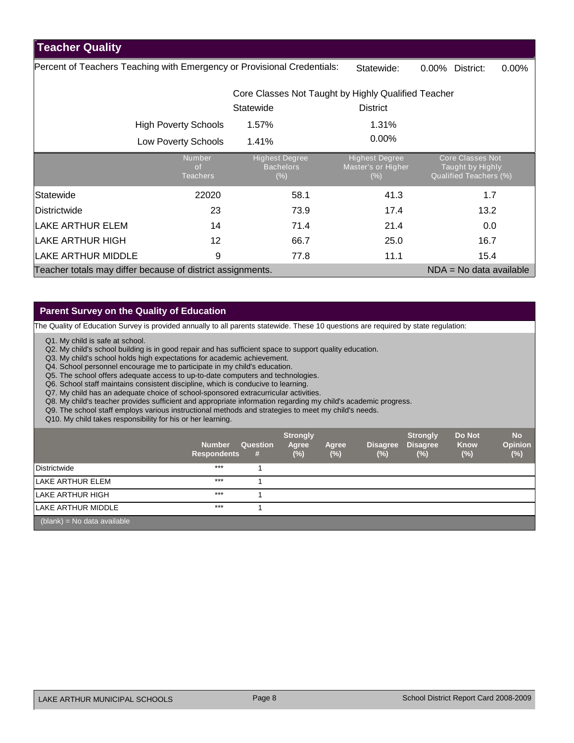## Teacher Quality

Percent of Teachers Teaching with Emergency or Provisional Credentials: Statewide: 0.00% District: 0.00%

| | Core Classes Not Taught by Highly Qualified Teacher | |
|---|---|---|
| | Statewide | District |
| High Poverty Schools | 1.57% | 1.31% |
| Low Poverty Schools | 1.41% | 0.00% |

| | Number of Teachers | Highest Degree Bachelors (%) | Highest Degree Master's or Higher (%) | Core Classes Not Taught by Highly Qualified Teachers (%) |
|---|---|---|---|---|
| Statewide | 22020 | 58.1 | 41.3 | 1.7 |
| Districtwide | 23 | 73.9 | 17.4 | 13.2 |
| LAKE ARTHUR ELEM | 14 | 71.4 | 21.4 | 0.0 |
| LAKE ARTHUR HIGH | 12 | 66.7 | 25.0 | 16.7 |
| LAKE ARTHUR MIDDLE | 9 | 77.8 | 11.1 | 15.4 |

Teacher totals may differ because of district assignments. NDA = No data available

## Parent Survey on the Quality of Education

The Quality of Education Survey is provided annually to all parents statewide. These 10 questions are required by state regulation:

Q1. My child is safe at school.
Q2. My child's school building is in good repair and has sufficient space to support quality education.
Q3. My child's school holds high expectations for academic achievement.
Q4. School personnel encourage me to participate in my child's education.
Q5. The school offers adequate access to up-to-date computers and technologies.
Q6. School staff maintains consistent discipline, which is conducive to learning.
Q7. My child has an adequate choice of school-sponsored extracurricular activities.
Q8. My child's teacher provides sufficient and appropriate information regarding my child's academic progress.
Q9. The school staff employs various instructional methods and strategies to meet my child's needs.
Q10. My child takes responsibility for his or her learning.

| | Number Respondents | Question # | Strongly Agree (%) | Agree (%) | Disagree (%) | Strongly Disagree (%) | Do Not Know (%) | No Opinion (%) |
|---|---|---|---|---|---|---|---|---|
| Districtwide | *** | 1 | | | | | | |
| LAKE ARTHUR ELEM | *** | 1 | | | | | | |
| LAKE ARTHUR HIGH | *** | 1 | | | | | | |
| LAKE ARTHUR MIDDLE | *** | 1 | | | | | | |

(blank) = No data available